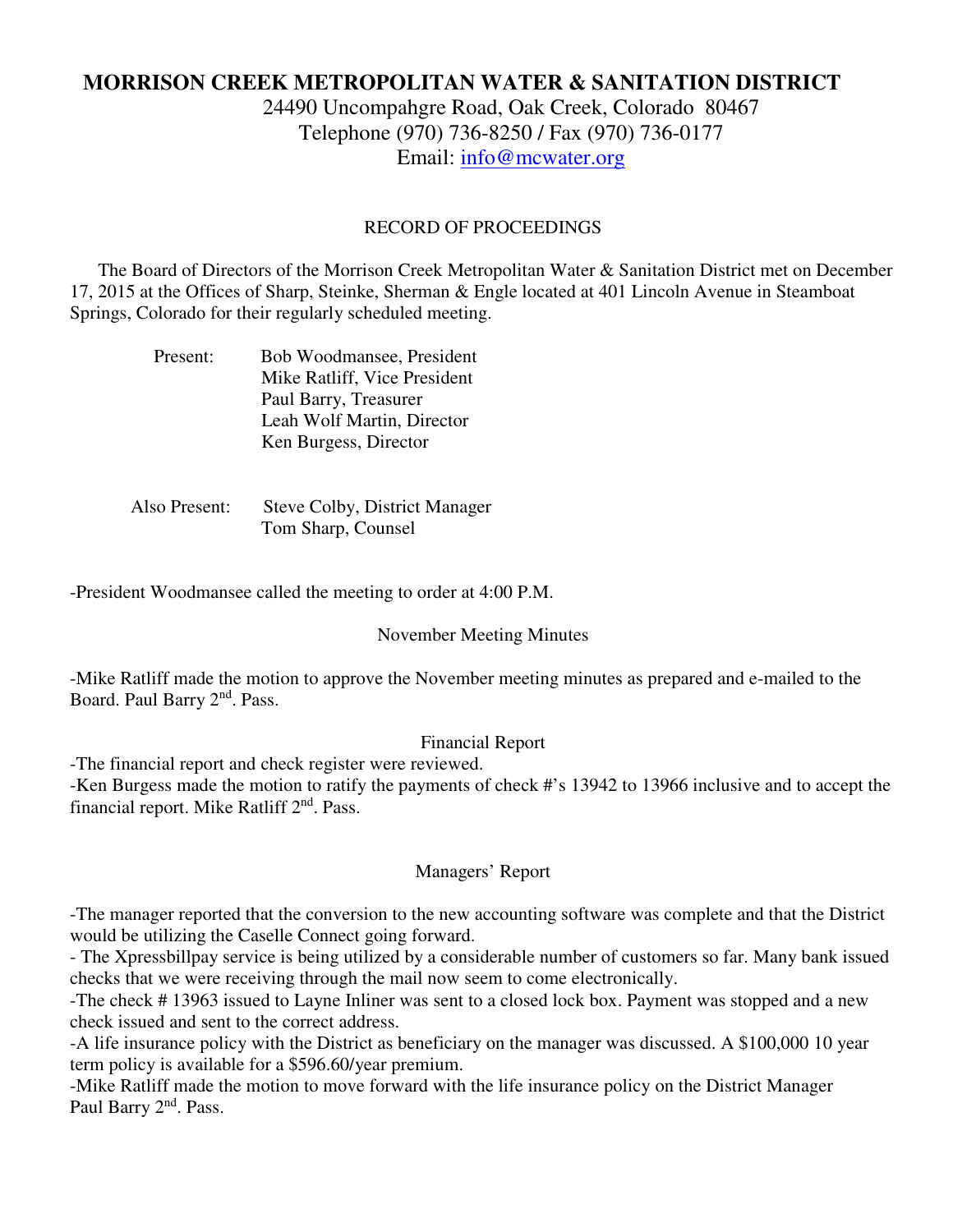# MORRISON CREEK METROPOLITAN WATER & SANITATION DISTRICT

24490 Uncompahgre Road, Oak Creek, Colorado 80467
Telephone (970) 736-8250 / Fax (970) 736-0177
Email: info@mcwater.org

RECORD OF PROCEEDINGS

The Board of Directors of the Morrison Creek Metropolitan Water & Sanitation District met on December 17, 2015 at the Offices of Sharp, Steinke, Sherman & Engle located at 401 Lincoln Avenue in Steamboat Springs, Colorado for their regularly scheduled meeting.

Present:
- Bob Woodmansee, President
- Mike Ratliff, Vice President
- Paul Barry, Treasurer
- Leah Wolf Martin, Director
- Ken Burgess, Director

Also Present:
- Steve Colby, District Manager
- Tom Sharp, Counsel

-President Woodmansee called the meeting to order at 4:00 P.M.

November Meeting Minutes

-Mike Ratliff made the motion to approve the November meeting minutes as prepared and e-mailed to the Board. Paul Barry 2nd. Pass.

Financial Report

-The financial report and check register were reviewed.
-Ken Burgess made the motion to ratify the payments of check #'s 13942 to 13966 inclusive and to accept the financial report. Mike Ratliff 2nd. Pass.

Managers' Report

-The manager reported that the conversion to the new accounting software was complete and that the District would be utilizing the Caselle Connect going forward.
- The Xpressbillpay service is being utilized by a considerable number of customers so far. Many bank issued checks that we were receiving through the mail now seem to come electronically.
-The check # 13963 issued to Layne Inliner was sent to a closed lock box. Payment was stopped and a new check issued and sent to the correct address.
-A life insurance policy with the District as beneficiary on the manager was discussed. A $100,000 10 year term policy is available for a $596.60/year premium.
-Mike Ratliff made the motion to move forward with the life insurance policy on the District Manager Paul Barry 2nd. Pass.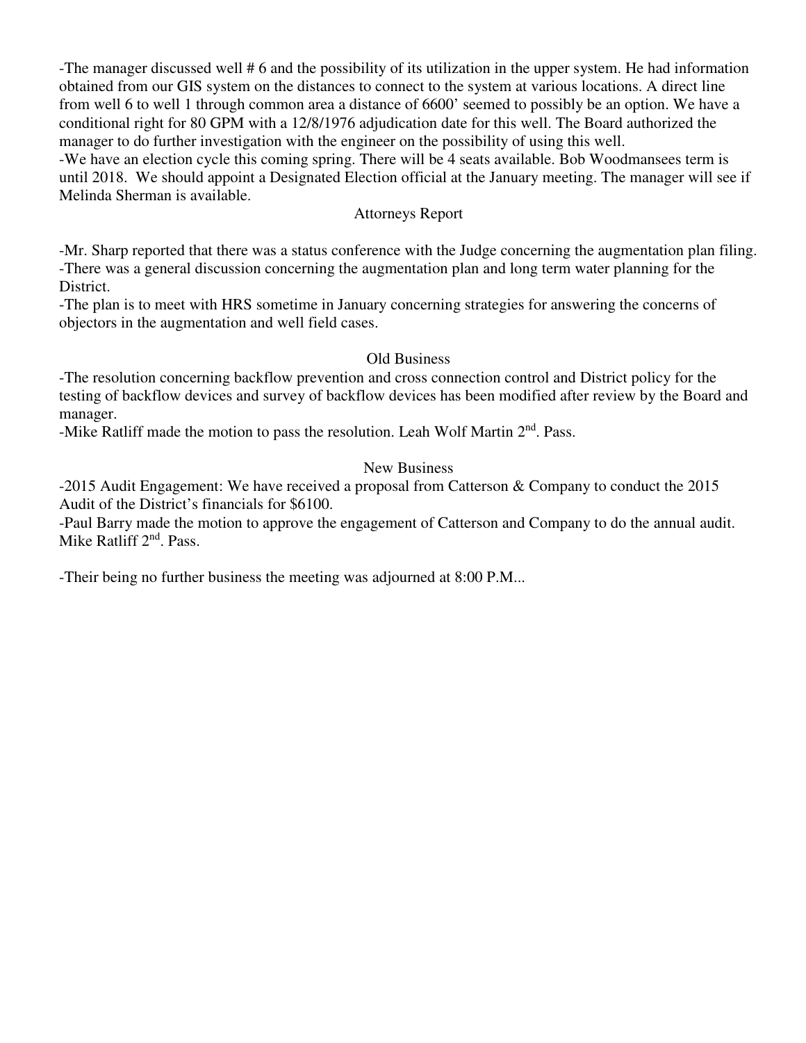-The manager discussed well # 6 and the possibility of its utilization in the upper system. He had information obtained from our GIS system on the distances to connect to the system at various locations. A direct line from well 6 to well 1 through common area a distance of 6600' seemed to possibly be an option. We have a conditional right for 80 GPM with a 12/8/1976 adjudication date for this well. The Board authorized the manager to do further investigation with the engineer on the possibility of using this well.
-We have an election cycle this coming spring. There will be 4 seats available. Bob Woodmansees term is until 2018. We should appoint a Designated Election official at the January meeting. The manager will see if Melinda Sherman is available.

## Attorneys Report

-Mr. Sharp reported that there was a status conference with the Judge concerning the augmentation plan filing.
-There was a general discussion concerning the augmentation plan and long term water planning for the District.
-The plan is to meet with HRS sometime in January concerning strategies for answering the concerns of objectors in the augmentation and well field cases.

## Old Business

-The resolution concerning backflow prevention and cross connection control and District policy for the testing of backflow devices and survey of backflow devices has been modified after review by the Board and manager.
-Mike Ratliff made the motion to pass the resolution. Leah Wolf Martin 2nd. Pass.

## New Business

-2015 Audit Engagement: We have received a proposal from Catterson & Company to conduct the 2015 Audit of the District's financials for $6100.
-Paul Barry made the motion to approve the engagement of Catterson and Company to do the annual audit. Mike Ratliff 2nd. Pass.

-Their being no further business the meeting was adjourned at 8:00 P.M...